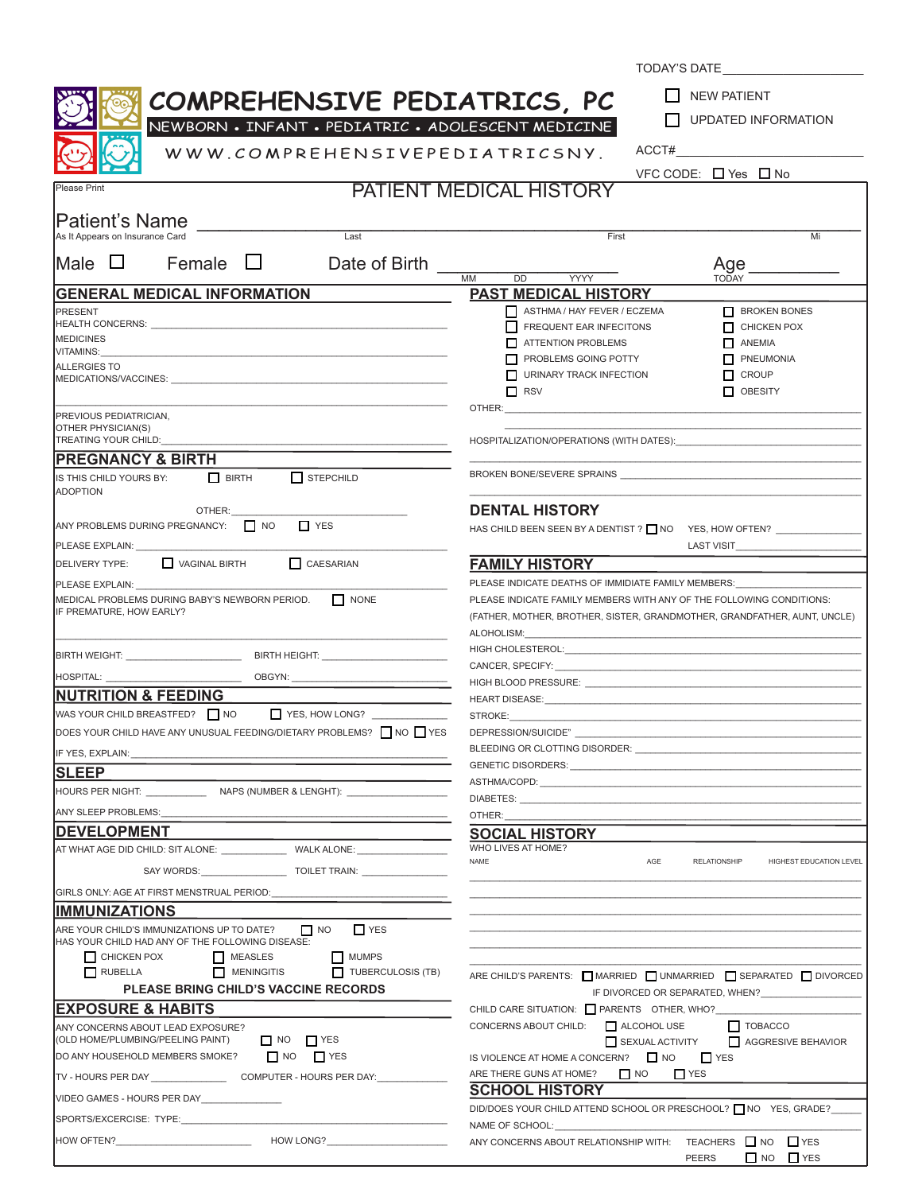TODAY'S DATE ____________

# COMPREHENSIVE PEDIATRICS, PC

NEWBORN • INFANT • PEDIATRIC • ADOLESCENT MEDICINE

WWW.COMPREHENSIVEPEDIATRICSNY.

☐ NEW PATIENT

☐ UPDATED INFORMATION

ACCT# ____________

VFC CODE: ☐ Yes ☐ No

Please Print

## PATIENT MEDICAL HISTORY

Patient's Name ______________________________________________
As It Appears on Insurance Card — Last — First — Mi

Male ☐ Female ☐ Date of Birth ______________ (MM DD YYYY) Age ________ TODAY

## GENERAL MEDICAL INFORMATION

PRESENT HEALTH CONCERNS: ____________

MEDICINES VITAMINS: ____________

ALLERGIES TO MEDICATIONS/VACCINES: ____________

PREVIOUS PEDIATRICIAN, OTHER PHYSICIAN(S) TREATING YOUR CHILD: ____________

## PREGNANCY & BIRTH

IS THIS CHILD YOURS BY: ☐ BIRTH ☐ STEPCHILD ADOPTION

OTHER: ____________

ANY PROBLEMS DURING PREGNANCY: ☐ NO ☐ YES

PLEASE EXPLAIN: ____________

DELIVERY TYPE: ☐ VAGINAL BIRTH ☐ CAESARIAN

PLEASE EXPLAIN: ____________

MEDICAL PROBLEMS DURING BABY'S NEWBORN PERIOD. ☐ NONE
IF PREMATURE, HOW EARLY?

BIRTH WEIGHT: ____________ BIRTH HEIGHT: ____________

HOSPITAL: ____________ OBGYN: ____________

## NUTRITION & FEEDING

WAS YOUR CHILD BREASTFED? ☐ NO ☐ YES, HOW LONG? ____________

DOES YOUR CHILD HAVE ANY UNUSUAL FEEDING/DIETARY PROBLEMS? ☐ NO ☐ YES

IF YES, EXPLAIN: ____________

## SLEEP

HOURS PER NIGHT: ____________ NAPS (NUMBER & LENGHT): ____________

ANY SLEEP PROBLEMS: ____________

## DEVELOPMENT

AT WHAT AGE DID CHILD: SIT ALONE: ____________ WALK ALONE: ____________

SAY WORDS: ____________ TOILET TRAIN: ____________

GIRLS ONLY: AGE AT FIRST MENSTRUAL PERIOD: ____________

## IMMUNIZATIONS

ARE YOUR CHILD'S IMMUNIZATIONS UP TO DATE? ☐ NO ☐ YES

HAS YOUR CHILD HAD ANY OF THE FOLLOWING DISEASE:

☐ CHICKEN POX ☐ MEASLES ☐ MUMPS
☐ RUBELLA ☐ MENINGITIS ☐ TUBERCULOSIS (TB)

**PLEASE BRING CHILD'S VACCINE RECORDS**

## EXPOSURE & HABITS

ANY CONCERNS ABOUT LEAD EXPOSURE? (OLD HOME/PLUMBING/PEELING PAINT) ☐ NO ☐ YES

DO ANY HOUSEHOLD MEMBERS SMOKE? ☐ NO ☐ YES

TV - HOURS PER DAY ____________ COMPUTER - HOURS PER DAY: ____________

VIDEO GAMES - HOURS PER DAY ____________

SPORTS/EXCERCISE: TYPE: ____________

HOW OFTEN? ____________ HOW LONG? ____________

## PAST MEDICAL HISTORY

☐ ASTHMA / HAY FEVER / ECZEMA ☐ BROKEN BONES
☐ FREQUENT EAR INFECITONS ☐ CHICKEN POX
☐ ATTENTION PROBLEMS ☐ ANEMIA
☐ PROBLEMS GOING POTTY ☐ PNEUMONIA
☐ URINARY TRACK INFECTION ☐ CROUP
☐ RSV ☐ OBESITY

OTHER: ____________

HOSPITALIZATION/OPERATIONS (WITH DATES): ____________

BROKEN BONE/SEVERE SPRAINS ____________

## DENTAL HISTORY

HAS CHILD BEEN SEEN BY A DENTIST ? ☐ NO YES, HOW OFTEN? ____________

LAST VISIT ____________

## FAMILY HISTORY

PLEASE INDICATE DEATHS OF IMMIDIATE FAMILY MEMBERS: ____________

PLEASE INDICATE FAMILY MEMBERS WITH ANY OF THE FOLLOWING CONDITIONS:
(FATHER, MOTHER, BROTHER, SISTER, GRANDMOTHER, GRANDFATHER, AUNT, UNCLE)

ALOHOLISM: ____________

HIGH CHOLESTEROL: ____________

CANCER, SPECIFY: ____________

HIGH BLOOD PRESSURE: ____________

HEART DISEASE: ____________

STROKE: ____________

DEPRESSION/SUICIDE" ____________

BLEEDING OR CLOTTING DISORDER: ____________

GENETIC DISORDERS: ____________

ASTHMA/COPD: ____________

DIABETES: ____________

OTHER: ____________

## SOCIAL HISTORY

WHO LIVES AT HOME?

| NAME | AGE | RELATIONSHIP | HIGHEST EDUCATION LEVEL |
|---|---|---|---|
| | | | |
| | | | |
| | | | |
| | | | |
| | | | |

ARE CHILD'S PARENTS: ☐ MARRIED ☐ UNMARRIED ☐ SEPARATED ☐ DIVORCED

IF DIVORCED OR SEPARATED, WHEN? ____________

CHILD CARE SITUATION: ☐ PARENTS OTHER, WHO? ____________

CONCERNS ABOUT CHILD: ☐ ALCOHOL USE ☐ TOBACCO ☐ SEXUAL ACTIVITY ☐ AGGRESSIVE BEHAVIOR

IS VIOLENCE AT HOME A CONCERN? ☐ NO ☐ YES

ARE THERE GUNS AT HOME? ☐ NO ☐ YES

## SCHOOL HISTORY

DID/DOES YOUR CHILD ATTEND SCHOOL OR PRESCHOOL? ☐ NO YES, GRADE? ______

NAME OF SCHOOL: ____________

ANY CONCERNS ABOUT RELATIONSHIP WITH: TEACHERS ☐ NO ☐ YES
PEERS ☐ NO ☐ YES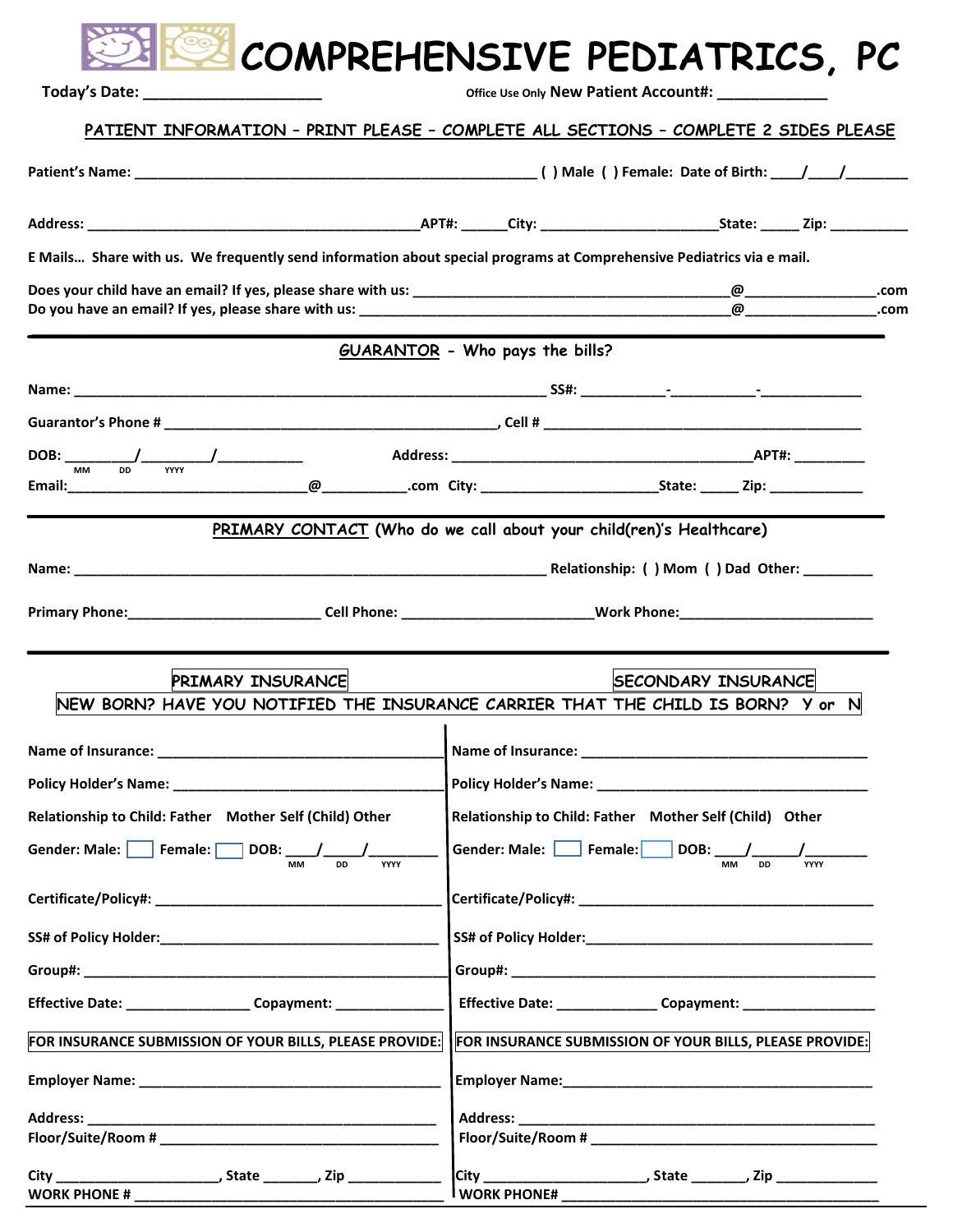# COMPREHENSIVE PEDIATRICS, PC

**Today's Date:** ____________________ Office Use Only **New Patient Account#:** ____________

**PATIENT INFORMATION – PRINT PLEASE – COMPLETE ALL SECTIONS – COMPLETE 2 SIDES PLEASE**

**Patient's Name:** ______________________________________________ ( ) Male ( ) Female: Date of Birth: ____/____/_______

**Address:** _________________________________________APT#: ______City: ______________________State: _____ Zip: __________

**E Mails… Share with us. We frequently send information about special programs at Comprehensive Pediatrics via e mail.**

**Does your child have an email? If yes, please share with us:** ________________________________________@________________.com
**Do you have an email? If yes, please share with us:** _____________________________________________@________________.com

---

## GUARANTOR - Who pays the bills?

**Name:** ____________________________________________________________ **SS#:** ___________-___________-_____________

**Guarantor's Phone #** __________________________________________, **Cell #** __________________________________________

**DOB:** _________/_________/___________ **Address:** ________________________________________APT#: _________
MM DD YYYY

**Email:**______________________________@___________.com **City:** ______________________**State:** _____ **Zip:** ____________

---

## PRIMARY CONTACT (Who do we call about your child(ren)'s Healthcare)

**Name:** ____________________________________________________________ **Relationship:** ( ) Mom ( ) Dad Other: _________

**Primary Phone:**_________________________ **Cell Phone:** ________________________**Work Phone:**_________________________

---

| PRIMARY INSURANCE | SECONDARY INSURANCE |
|---|---|
| NEW BORN? HAVE YOU NOTIFIED THE INSURANCE CARRIER THAT THE CHILD IS BORN? Y or N | |
| **Name of Insurance:** ____________________________________ | **Name of Insurance:** ____________________________________ |
| **Policy Holder's Name:** ________________________________ | **Policy Holder's Name:** ________________________________ |
| **Relationship to Child:** Father Mother Self (Child) Other | **Relationship to Child:** Father Mother Self (Child) Other |
| **Gender: Male:** ☐ **Female:** ☐ **DOB:** ____/_____/_________ (MM DD YYYY) | **Gender: Male:** ☐ **Female:** ☐ **DOB:** ____/_____/________ (MM DD YYYY) |
| **Certificate/Policy#:** ___________________________________ | **Certificate/Policy#:** ___________________________________ |
| **SS# of Policy Holder:**___________________________________ | **SS# of Policy Holder:**___________________________________ |
| **Group#:** _________________________________________________ | **Group#:** _________________________________________________ |
| **Effective Date:** _______________ **Copayment:** ______________ | **Effective Date:** _____________ **Copayment:** ________________ |
| **FOR INSURANCE SUBMISSION OF YOUR BILLS, PLEASE PROVIDE:** | **FOR INSURANCE SUBMISSION OF YOUR BILLS, PLEASE PROVIDE:** |
| **Employer Name:** ____________________________________ | **Employer Name:**____________________________________ |
| **Address:** ____________________________________________ | **Address:** ____________________________________________ |
| **Floor/Suite/Room #** __________________________________ | **Floor/Suite/Room #** __________________________________ |
| **City** ____________________, **State** _______, **Zip** ____________ | **City** ______________________, **State** _______, **Zip** _____________ |
| **WORK PHONE #** _______________________________________ | **WORK PHONE#** ________________________________________ |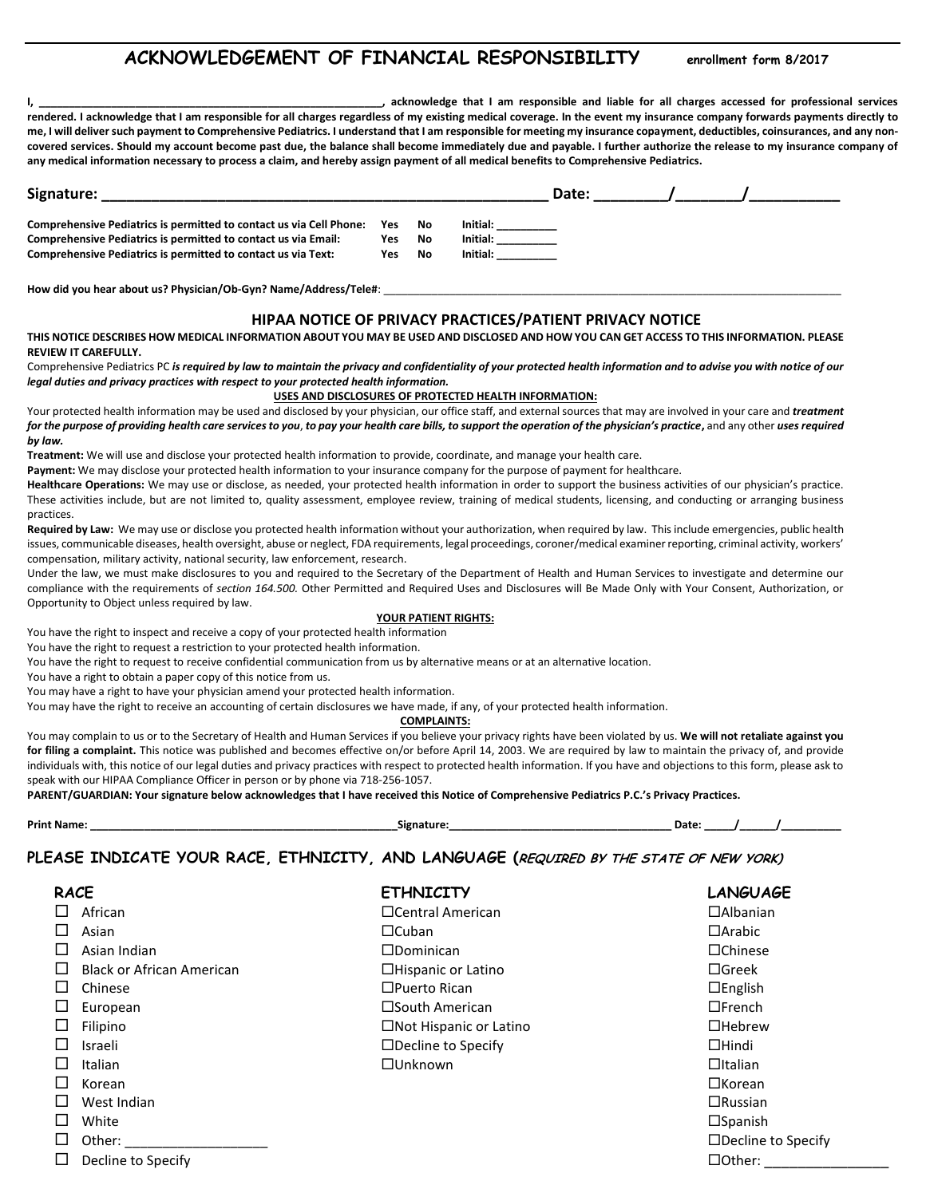# ACKNOWLEDGEMENT OF FINANCIAL RESPONSIBILITY

enrollment form 8/2017

**I, ________________________________________________________, acknowledge that I am responsible and liable for all charges accessed for professional services rendered. I acknowledge that I am responsible for all charges regardless of my existing medical coverage. In the event my insurance company forwards payments directly to me, I will deliver such payment to Comprehensive Pediatrics. I understand that I am responsible for meeting my insurance copayment, deductibles, coinsurances, and any non-covered services. Should my account become past due, the balance shall become immediately due and payable. I further authorize the release to my insurance company of any medical information necessary to process a claim, and hereby assign payment of all medical benefits to Comprehensive Pediatrics.**

**Signature: ______________________________________________________ Date: ________/_______/__________**

| | | | |
|---|---|---|---|
| **Comprehensive Pediatrics is permitted to contact us via Cell Phone:** | **Yes** | **No** | **Initial: _________** |
| **Comprehensive Pediatrics is permitted to contact us via Email:** | **Yes** | **No** | **Initial: _________** |
| **Comprehensive Pediatrics is permitted to contact us via Text:** | **Yes** | **No** | **Initial: _________** |

**How did you hear about us? Physician/Ob-Gyn? Name/Address/Tele#**: ______________________________________________________________________________

## HIPAA NOTICE OF PRIVACY PRACTICES/PATIENT PRIVACY NOTICE

**THIS NOTICE DESCRIBES HOW MEDICAL INFORMATION ABOUT YOU MAY BE USED AND DISCLOSED AND HOW YOU CAN GET ACCESS TO THIS INFORMATION. PLEASE REVIEW IT CAREFULLY.**

Comprehensive Pediatrics PC ***is required by law to maintain the privacy and confidentiality of your protected health information and to advise you with notice of our legal duties and privacy practices with respect to your protected health information.***

**USES AND DISCLOSURES OF PROTECTED HEALTH INFORMATION:**

Your protected health information may be used and disclosed by your physician, our office staff, and external sources that may are involved in your care and ***treatment for the purpose of providing health care services to you***, ***to pay your health care bills, to support the operation of the physician's practice***, and any other ***uses required by law.***

**Treatment:** We will use and disclose your protected health information to provide, coordinate, and manage your health care.

**Payment:** We may disclose your protected health information to your insurance company for the purpose of payment for healthcare.

**Healthcare Operations:** We may use or disclose, as needed, your protected health information in order to support the business activities of our physician's practice. These activities include, but are not limited to, quality assessment, employee review, training of medical students, licensing, and conducting or arranging business practices.

**Required by Law:** We may use or disclose you protected health information without your authorization, when required by law. This include emergencies, public health issues, communicable diseases, health oversight, abuse or neglect, FDA requirements, legal proceedings, coroner/medical examiner reporting, criminal activity, workers' compensation, military activity, national security, law enforcement, research.

Under the law, we must make disclosures to you and required to the Secretary of the Department of Health and Human Services to investigate and determine our compliance with the requirements of *section 164.500.* Other Permitted and Required Uses and Disclosures will Be Made Only with Your Consent, Authorization, or Opportunity to Object unless required by law.

**YOUR PATIENT RIGHTS:**

You have the right to inspect and receive a copy of your protected health information
You have the right to request a restriction to your protected health information.
You have the right to request to receive confidential communication from us by alternative means or at an alternative location.
You have a right to obtain a paper copy of this notice from us.
You may have a right to have your physician amend your protected health information.
You may have the right to receive an accounting of certain disclosures we have made, if any, of your protected health information.

**COMPLAINTS:**

You may complain to us or to the Secretary of Health and Human Services if you believe your privacy rights have been violated by us. **We will not retaliate against you for filing a complaint.** This notice was published and becomes effective on/or before April 14, 2003. We are required by law to maintain the privacy of, and provide individuals with, this notice of our legal duties and privacy practices with respect to protected health information. If you have and objections to this form, please ask to speak with our HIPAA Compliance Officer in person or by phone via 718-256-1057.

**PARENT/GUARDIAN: Your signature below acknowledges that I have received this Notice of Comprehensive Pediatrics P.C.'s Privacy Practices.**

**Print Name: ___________________________________________________Signature:____________________________________ Date: _____/______/__________**

## PLEASE INDICATE YOUR RACE, ETHNICITY, AND LANGUAGE (*REQUIRED BY THE STATE OF NEW YORK*)

| RACE | ETHNICITY | LANGUAGE |
|---|---|---|
| ☐ African | ☐Central American | ☐Albanian |
| ☐ Asian | ☐Cuban | ☐Arabic |
| ☐ Asian Indian | ☐Dominican | ☐Chinese |
| ☐ Black or African American | ☐Hispanic or Latino | ☐Greek |
| ☐ Chinese | ☐Puerto Rican | ☐English |
| ☐ European | ☐South American | ☐French |
| ☐ Filipino | ☐Not Hispanic or Latino | ☐Hebrew |
| ☐ Israeli | ☐Decline to Specify | ☐Hindi |
| ☐ Italian | ☐Unknown | ☐Italian |
| ☐ Korean | | ☐Korean |
| ☐ West Indian | | ☐Russian |
| ☐ White | | ☐Spanish |
| ☐ Other: ___________________ | | ☐Decline to Specify |
| ☐ Decline to Specify | | ☐Other: _________________ |